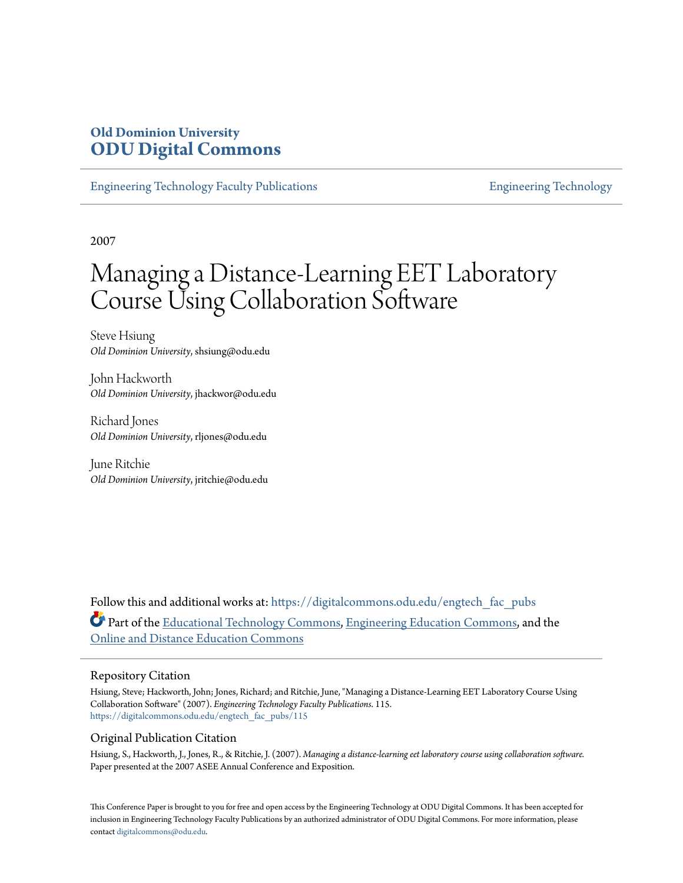**Old Dominion University**
**ODU Digital Commons**

Engineering Technology Faculty Publications | Engineering Technology

2007

# Managing a Distance-Learning EET Laboratory Course Using Collaboration Software

Steve Hsiung
*Old Dominion University*, shsiung@odu.edu

John Hackworth
*Old Dominion University*, jhackwor@odu.edu

Richard Jones
*Old Dominion University*, rljones@odu.edu

June Ritchie
*Old Dominion University*, jritchie@odu.edu

Follow this and additional works at: https://digitalcommons.odu.edu/engtech_fac_pubs

Part of the Educational Technology Commons, Engineering Education Commons, and the Online and Distance Education Commons

## Repository Citation

Hsiung, Steve; Hackworth, John; Jones, Richard; and Ritchie, June, "Managing a Distance-Learning EET Laboratory Course Using Collaboration Software" (2007). *Engineering Technology Faculty Publications*. 115.
https://digitalcommons.odu.edu/engtech_fac_pubs/115

## Original Publication Citation

Hsiung, S., Hackworth, J., Jones, R., & Ritchie, J. (2007). *Managing a distance-learning eet laboratory course using collaboration software.* Paper presented at the 2007 ASEE Annual Conference and Exposition.

This Conference Paper is brought to you for free and open access by the Engineering Technology at ODU Digital Commons. It has been accepted for inclusion in Engineering Technology Faculty Publications by an authorized administrator of ODU Digital Commons. For more information, please contact digitalcommons@odu.edu.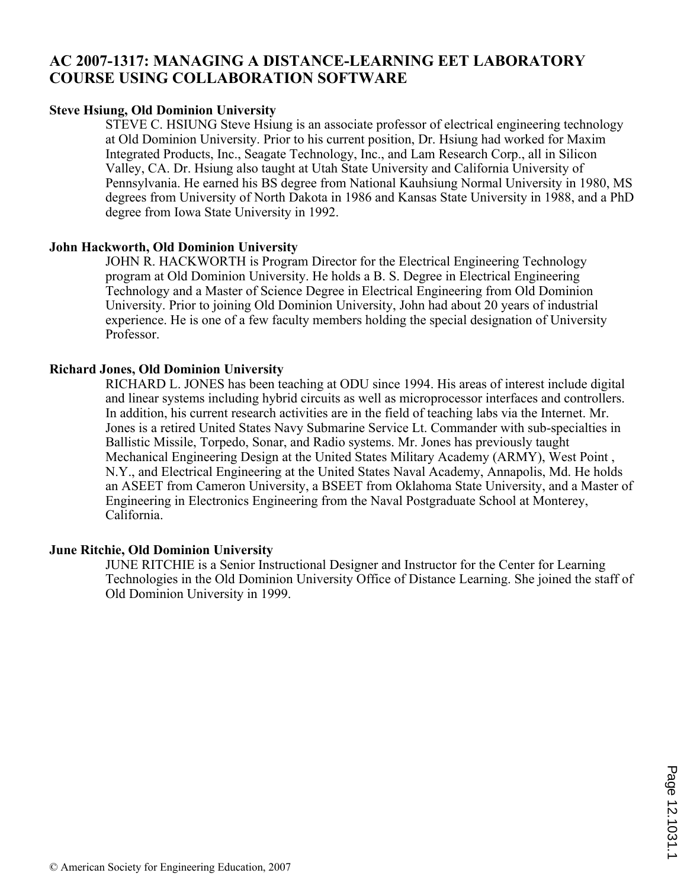# AC 2007-1317: MANAGING A DISTANCE-LEARNING EET LABORATORY COURSE USING COLLABORATION SOFTWARE

**Steve Hsiung, Old Dominion University**

STEVE C. HSIUNG Steve Hsiung is an associate professor of electrical engineering technology at Old Dominion University. Prior to his current position, Dr. Hsiung had worked for Maxim Integrated Products, Inc., Seagate Technology, Inc., and Lam Research Corp., all in Silicon Valley, CA. Dr. Hsiung also taught at Utah State University and California University of Pennsylvania. He earned his BS degree from National Kauhsiung Normal University in 1980, MS degrees from University of North Dakota in 1986 and Kansas State University in 1988, and a PhD degree from Iowa State University in 1992.

**John Hackworth, Old Dominion University**

JOHN R. HACKWORTH is Program Director for the Electrical Engineering Technology program at Old Dominion University. He holds a B. S. Degree in Electrical Engineering Technology and a Master of Science Degree in Electrical Engineering from Old Dominion University. Prior to joining Old Dominion University, John had about 20 years of industrial experience. He is one of a few faculty members holding the special designation of University Professor.

**Richard Jones, Old Dominion University**

RICHARD L. JONES has been teaching at ODU since 1994. His areas of interest include digital and linear systems including hybrid circuits as well as microprocessor interfaces and controllers. In addition, his current research activities are in the field of teaching labs via the Internet. Mr. Jones is a retired United States Navy Submarine Service Lt. Commander with sub-specialties in Ballistic Missile, Torpedo, Sonar, and Radio systems. Mr. Jones has previously taught Mechanical Engineering Design at the United States Military Academy (ARMY), West Point , N.Y., and Electrical Engineering at the United States Naval Academy, Annapolis, Md. He holds an ASEET from Cameron University, a BSEET from Oklahoma State University, and a Master of Engineering in Electronics Engineering from the Naval Postgraduate School at Monterey, California.

**June Ritchie, Old Dominion University**

JUNE RITCHIE is a Senior Instructional Designer and Instructor for the Center for Learning Technologies in the Old Dominion University Office of Distance Learning. She joined the staff of Old Dominion University in 1999.

© American Society for Engineering Education, 2007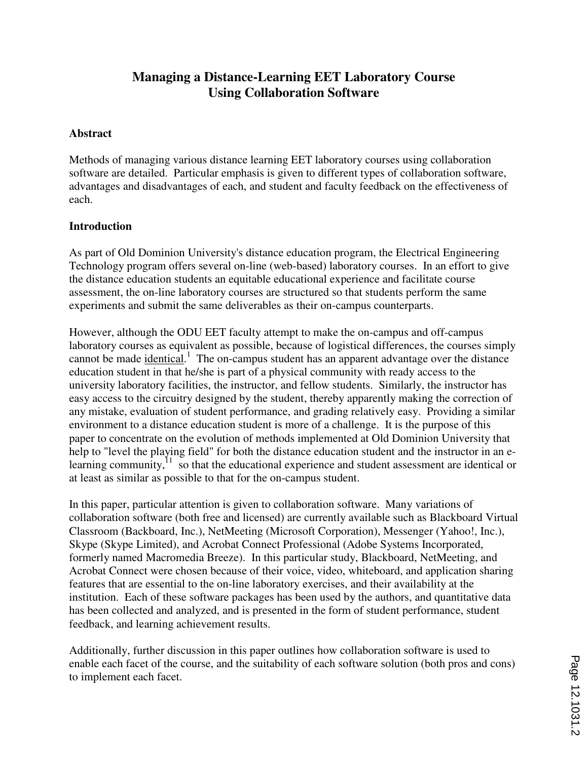# Managing a Distance-Learning EET Laboratory Course Using Collaboration Software

## Abstract

Methods of managing various distance learning EET laboratory courses using collaboration software are detailed. Particular emphasis is given to different types of collaboration software, advantages and disadvantages of each, and student and faculty feedback on the effectiveness of each.

## Introduction

As part of Old Dominion University's distance education program, the Electrical Engineering Technology program offers several on-line (web-based) laboratory courses. In an effort to give the distance education students an equitable educational experience and facilitate course assessment, the on-line laboratory courses are structured so that students perform the same experiments and submit the same deliverables as their on-campus counterparts.

However, although the ODU EET faculty attempt to make the on-campus and off-campus laboratory courses as equivalent as possible, because of logistical differences, the courses simply cannot be made <u>identical</u>.[1] The on-campus student has an apparent advantage over the distance education student in that he/she is part of a physical community with ready access to the university laboratory facilities, the instructor, and fellow students. Similarly, the instructor has easy access to the circuitry designed by the student, thereby apparently making the correction of any mistake, evaluation of student performance, and grading relatively easy. Providing a similar environment to a distance education student is more of a challenge. It is the purpose of this paper to concentrate on the evolution of methods implemented at Old Dominion University that help to "level the playing field" for both the distance education student and the instructor in an e-learning community,[11] so that the educational experience and student assessment are identical or at least as similar as possible to that for the on-campus student.

In this paper, particular attention is given to collaboration software. Many variations of collaboration software (both free and licensed) are currently available such as Blackboard Virtual Classroom (Backboard, Inc.), NetMeeting (Microsoft Corporation), Messenger (Yahoo!, Inc.), Skype (Skype Limited), and Acrobat Connect Professional (Adobe Systems Incorporated, formerly named Macromedia Breeze). In this particular study, Blackboard, NetMeeting, and Acrobat Connect were chosen because of their voice, video, whiteboard, and application sharing features that are essential to the on-line laboratory exercises, and their availability at the institution. Each of these software packages has been used by the authors, and quantitative data has been collected and analyzed, and is presented in the form of student performance, student feedback, and learning achievement results.

Additionally, further discussion in this paper outlines how collaboration software is used to enable each facet of the course, and the suitability of each software solution (both pros and cons) to implement each facet.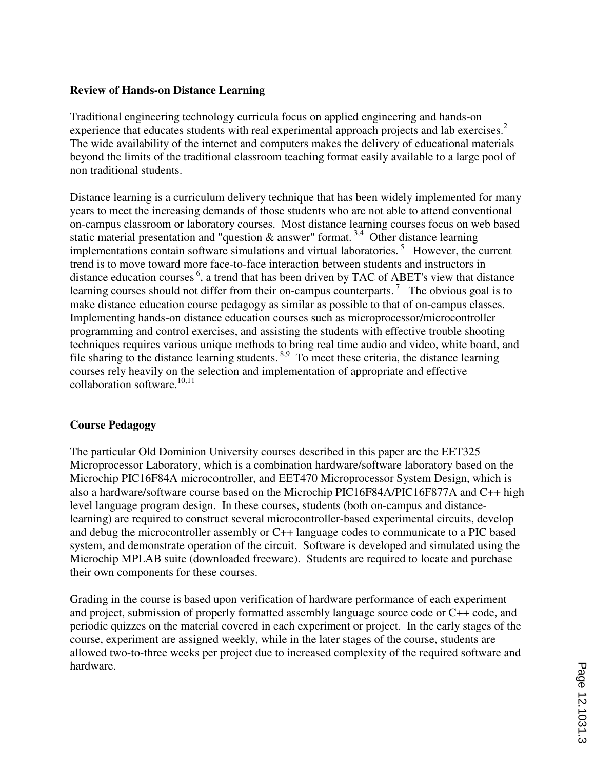**Review of Hands-on Distance Learning**

Traditional engineering technology curricula focus on applied engineering and hands-on experience that educates students with real experimental approach projects and lab exercises.[2] The wide availability of the internet and computers makes the delivery of educational materials beyond the limits of the traditional classroom teaching format easily available to a large pool of non traditional students.

Distance learning is a curriculum delivery technique that has been widely implemented for many years to meet the increasing demands of those students who are not able to attend conventional on-campus classroom or laboratory courses. Most distance learning courses focus on web based static material presentation and "question & answer" format. [3,4] Other distance learning implementations contain software simulations and virtual laboratories. [5] However, the current trend is to move toward more face-to-face interaction between students and instructors in distance education courses [6], a trend that has been driven by TAC of ABET's view that distance learning courses should not differ from their on-campus counterparts. [7] The obvious goal is to make distance education course pedagogy as similar as possible to that of on-campus classes. Implementing hands-on distance education courses such as microprocessor/microcontroller programming and control exercises, and assisting the students with effective trouble shooting techniques requires various unique methods to bring real time audio and video, white board, and file sharing to the distance learning students. [8,9] To meet these criteria, the distance learning courses rely heavily on the selection and implementation of appropriate and effective collaboration software.[10,11]

**Course Pedagogy**

The particular Old Dominion University courses described in this paper are the EET325 Microprocessor Laboratory, which is a combination hardware/software laboratory based on the Microchip PIC16F84A microcontroller, and EET470 Microprocessor System Design, which is also a hardware/software course based on the Microchip PIC16F84A/PIC16F877A and C++ high level language program design. In these courses, students (both on-campus and distance-learning) are required to construct several microcontroller-based experimental circuits, develop and debug the microcontroller assembly or C++ language codes to communicate to a PIC based system, and demonstrate operation of the circuit. Software is developed and simulated using the Microchip MPLAB suite (downloaded freeware). Students are required to locate and purchase their own components for these courses.

Grading in the course is based upon verification of hardware performance of each experiment and project, submission of properly formatted assembly language source code or C++ code, and periodic quizzes on the material covered in each experiment or project. In the early stages of the course, experiment are assigned weekly, while in the later stages of the course, students are allowed two-to-three weeks per project due to increased complexity of the required software and hardware.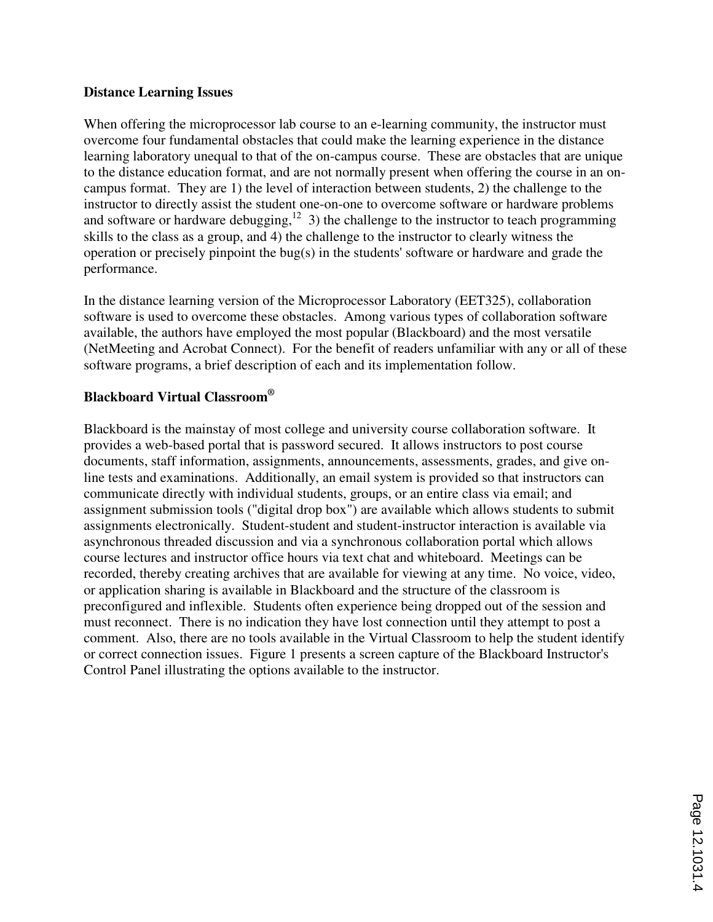**Distance Learning Issues**

When offering the microprocessor lab course to an e-learning community, the instructor must overcome four fundamental obstacles that could make the learning experience in the distance learning laboratory unequal to that of the on-campus course. These are obstacles that are unique to the distance education format, and are not normally present when offering the course in an on-campus format. They are 1) the level of interaction between students, 2) the challenge to the instructor to directly assist the student one-on-one to overcome software or hardware problems and software or hardware debugging,[12] 3) the challenge to the instructor to teach programming skills to the class as a group, and 4) the challenge to the instructor to clearly witness the operation or precisely pinpoint the bug(s) in the students' software or hardware and grade the performance.

In the distance learning version of the Microprocessor Laboratory (EET325), collaboration software is used to overcome these obstacles. Among various types of collaboration software available, the authors have employed the most popular (Blackboard) and the most versatile (NetMeeting and Acrobat Connect). For the benefit of readers unfamiliar with any or all of these software programs, a brief description of each and its implementation follow.

**Blackboard Virtual Classroom®**

Blackboard is the mainstay of most college and university course collaboration software. It provides a web-based portal that is password secured. It allows instructors to post course documents, staff information, assignments, announcements, assessments, grades, and give on-line tests and examinations. Additionally, an email system is provided so that instructors can communicate directly with individual students, groups, or an entire class via email; and assignment submission tools ("digital drop box") are available which allows students to submit assignments electronically. Student-student and student-instructor interaction is available via asynchronous threaded discussion and via a synchronous collaboration portal which allows course lectures and instructor office hours via text chat and whiteboard. Meetings can be recorded, thereby creating archives that are available for viewing at any time. No voice, video, or application sharing is available in Blackboard and the structure of the classroom is preconfigured and inflexible. Students often experience being dropped out of the session and must reconnect. There is no indication they have lost connection until they attempt to post a comment. Also, there are no tools available in the Virtual Classroom to help the student identify or correct connection issues. Figure 1 presents a screen capture of the Blackboard Instructor's Control Panel illustrating the options available to the instructor.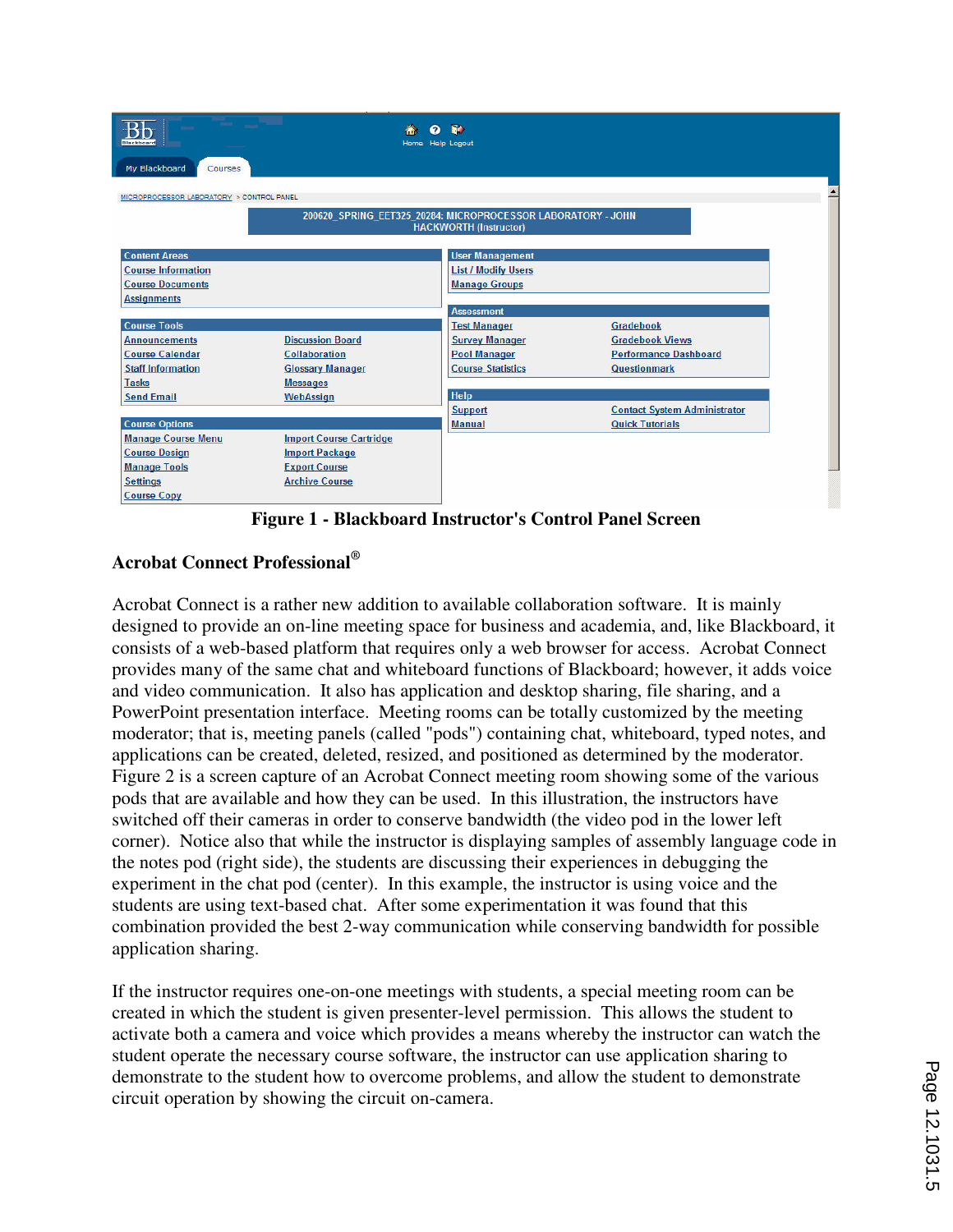Figure 1 - Blackboard Instructor's Control Panel Screen

## Acrobat Connect Professional®

Acrobat Connect is a rather new addition to available collaboration software. It is mainly designed to provide an on-line meeting space for business and academia, and, like Blackboard, it consists of a web-based platform that requires only a web browser for access. Acrobat Connect provides many of the same chat and whiteboard functions of Blackboard; however, it adds voice and video communication. It also has application and desktop sharing, file sharing, and a PowerPoint presentation interface. Meeting rooms can be totally customized by the meeting moderator; that is, meeting panels (called "pods") containing chat, whiteboard, typed notes, and applications can be created, deleted, resized, and positioned as determined by the moderator. Figure 2 is a screen capture of an Acrobat Connect meeting room showing some of the various pods that are available and how they can be used. In this illustration, the instructors have switched off their cameras in order to conserve bandwidth (the video pod in the lower left corner). Notice also that while the instructor is displaying samples of assembly language code in the notes pod (right side), the students are discussing their experiences in debugging the experiment in the chat pod (center). In this example, the instructor is using voice and the students are using text-based chat. After some experimentation it was found that this combination provided the best 2-way communication while conserving bandwidth for possible application sharing.

If the instructor requires one-on-one meetings with students, a special meeting room can be created in which the student is given presenter-level permission. This allows the student to activate both a camera and voice which provides a means whereby the instructor can watch the student operate the necessary course software, the instructor can use application sharing to demonstrate to the student how to overcome problems, and allow the student to demonstrate circuit operation by showing the circuit on-camera.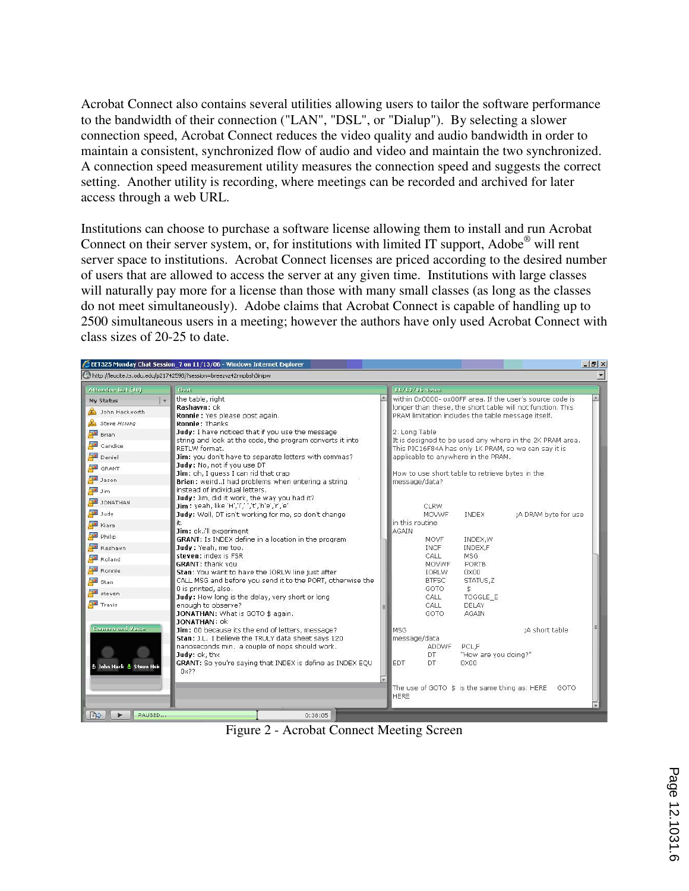Acrobat Connect also contains several utilities allowing users to tailor the software performance to the bandwidth of their connection ("LAN", "DSL", or "Dialup"). By selecting a slower connection speed, Acrobat Connect reduces the video quality and audio bandwidth in order to maintain a consistent, synchronized flow of audio and video and maintain the two synchronized. A connection speed measurement utility measures the connection speed and suggests the correct setting. Another utility is recording, where meetings can be recorded and archived for later access through a web URL.

Institutions can choose to purchase a software license allowing them to install and run Acrobat Connect on their server system, or, for institutions with limited IT support, Adobe® will rent server space to institutions. Acrobat Connect licenses are priced according to the desired number of users that are allowed to access the server at any given time. Institutions with large classes will naturally pay more for a license than those with many small classes (as long as the classes do not meet simultaneously). Adobe claims that Acrobat Connect is capable of handling up to 2500 simultaneous users in a meeting; however the authors have only used Acrobat Connect with class sizes of 20-25 to date.

Figure 2 - Acrobat Connect Meeting Screen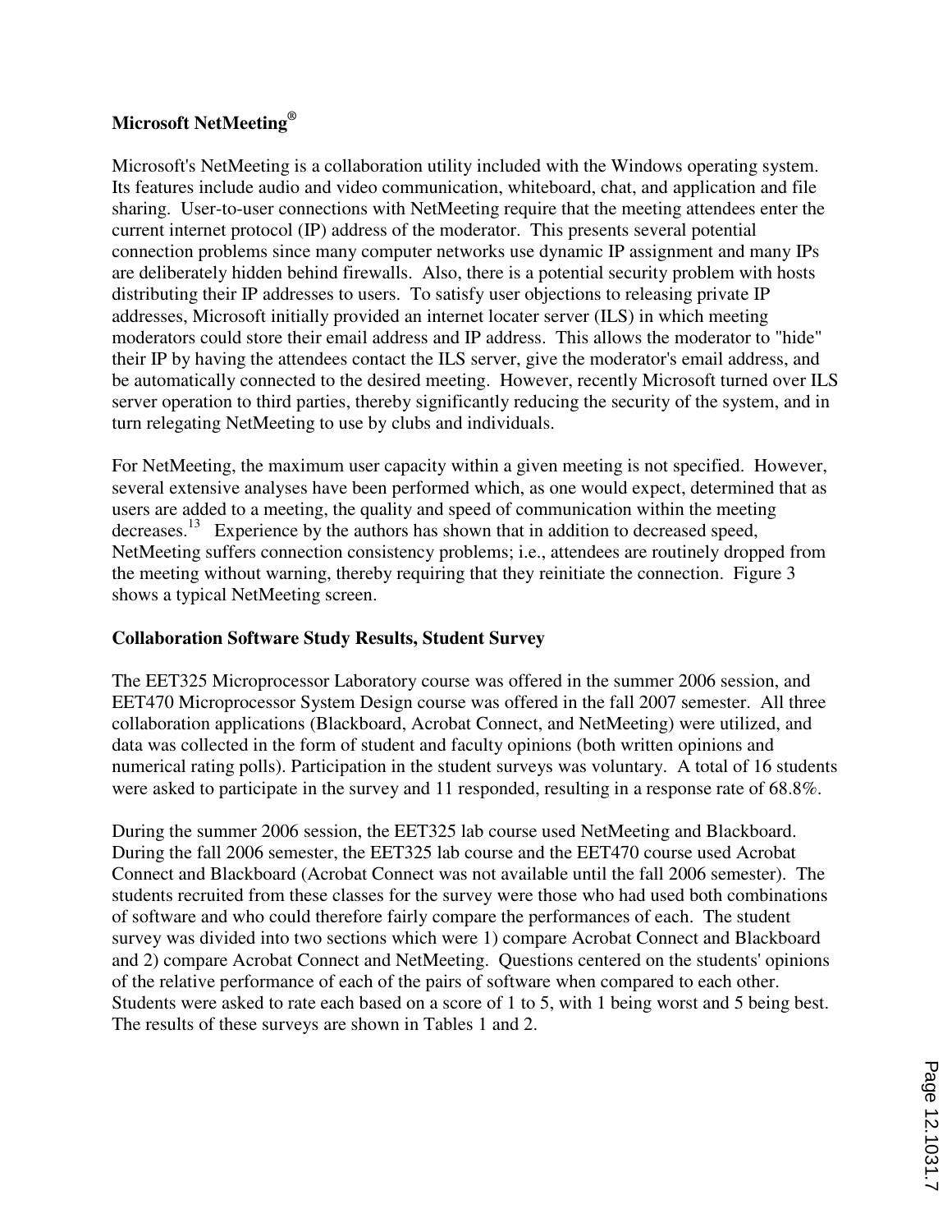### Microsoft NetMeeting®

Microsoft's NetMeeting is a collaboration utility included with the Windows operating system. Its features include audio and video communication, whiteboard, chat, and application and file sharing. User-to-user connections with NetMeeting require that the meeting attendees enter the current internet protocol (IP) address of the moderator. This presents several potential connection problems since many computer networks use dynamic IP assignment and many IPs are deliberately hidden behind firewalls. Also, there is a potential security problem with hosts distributing their IP addresses to users. To satisfy user objections to releasing private IP addresses, Microsoft initially provided an internet locater server (ILS) in which meeting moderators could store their email address and IP address. This allows the moderator to "hide" their IP by having the attendees contact the ILS server, give the moderator's email address, and be automatically connected to the desired meeting. However, recently Microsoft turned over ILS server operation to third parties, thereby significantly reducing the security of the system, and in turn relegating NetMeeting to use by clubs and individuals.

For NetMeeting, the maximum user capacity within a given meeting is not specified. However, several extensive analyses have been performed which, as one would expect, determined that as users are added to a meeting, the quality and speed of communication within the meeting decreases.[13] Experience by the authors has shown that in addition to decreased speed, NetMeeting suffers connection consistency problems; i.e., attendees are routinely dropped from the meeting without warning, thereby requiring that they reinitiate the connection. Figure 3 shows a typical NetMeeting screen.

### Collaboration Software Study Results, Student Survey

The EET325 Microprocessor Laboratory course was offered in the summer 2006 session, and EET470 Microprocessor System Design course was offered in the fall 2007 semester. All three collaboration applications (Blackboard, Acrobat Connect, and NetMeeting) were utilized, and data was collected in the form of student and faculty opinions (both written opinions and numerical rating polls). Participation in the student surveys was voluntary. A total of 16 students were asked to participate in the survey and 11 responded, resulting in a response rate of 68.8%.

During the summer 2006 session, the EET325 lab course used NetMeeting and Blackboard. During the fall 2006 semester, the EET325 lab course and the EET470 course used Acrobat Connect and Blackboard (Acrobat Connect was not available until the fall 2006 semester). The students recruited from these classes for the survey were those who had used both combinations of software and who could therefore fairly compare the performances of each. The student survey was divided into two sections which were 1) compare Acrobat Connect and Blackboard and 2) compare Acrobat Connect and NetMeeting. Questions centered on the students' opinions of the relative performance of each of the pairs of software when compared to each other. Students were asked to rate each based on a score of 1 to 5, with 1 being worst and 5 being best. The results of these surveys are shown in Tables 1 and 2.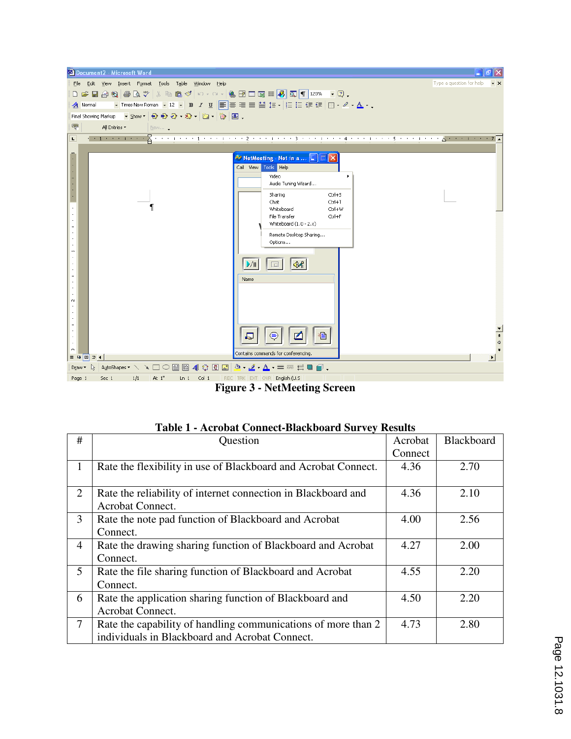Figure 3 - NetMeeting Screen

**Table 1 - Acrobat Connect-Blackboard Survey Results**

| # | Question | Acrobat Connect | Blackboard |
|---|---|---|---|
| 1 | Rate the flexibility in use of Blackboard and Acrobat Connect. | 4.36 | 2.70 |
| 2 | Rate the reliability of internet connection in Blackboard and Acrobat Connect. | 4.36 | 2.10 |
| 3 | Rate the note pad function of Blackboard and Acrobat Connect. | 4.00 | 2.56 |
| 4 | Rate the drawing sharing function of Blackboard and Acrobat Connect. | 4.27 | 2.00 |
| 5 | Rate the file sharing function of Blackboard and Acrobat Connect. | 4.55 | 2.20 |
| 6 | Rate the application sharing function of Blackboard and Acrobat Connect. | 4.50 | 2.20 |
| 7 | Rate the capability of handling communications of more than 2 individuals in Blackboard and Acrobat Connect. | 4.73 | 2.80 |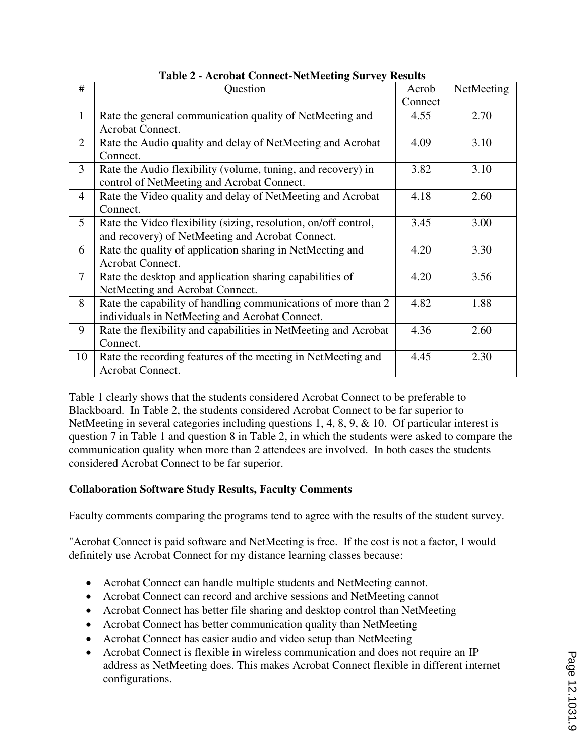**Table 2 - Acrobat Connect-NetMeeting Survey Results**

| # | Question | Acrob Connect | NetMeeting |
|---|---|---|---|
| 1 | Rate the general communication quality of NetMeeting and Acrobat Connect. | 4.55 | 2.70 |
| 2 | Rate the Audio quality and delay of NetMeeting and Acrobat Connect. | 4.09 | 3.10 |
| 3 | Rate the Audio flexibility (volume, tuning, and recovery) in control of NetMeeting and Acrobat Connect. | 3.82 | 3.10 |
| 4 | Rate the Video quality and delay of NetMeeting and Acrobat Connect. | 4.18 | 2.60 |
| 5 | Rate the Video flexibility (sizing, resolution, on/off control, and recovery) of NetMeeting and Acrobat Connect. | 3.45 | 3.00 |
| 6 | Rate the quality of application sharing in NetMeeting and Acrobat Connect. | 4.20 | 3.30 |
| 7 | Rate the desktop and application sharing capabilities of NetMeeting and Acrobat Connect. | 4.20 | 3.56 |
| 8 | Rate the capability of handling communications of more than 2 individuals in NetMeeting and Acrobat Connect. | 4.82 | 1.88 |
| 9 | Rate the flexibility and capabilities in NetMeeting and Acrobat Connect. | 4.36 | 2.60 |
| 10 | Rate the recording features of the meeting in NetMeeting and Acrobat Connect. | 4.45 | 2.30 |

Table 1 clearly shows that the students considered Acrobat Connect to be preferable to Blackboard. In Table 2, the students considered Acrobat Connect to be far superior to NetMeeting in several categories including questions 1, 4, 8, 9, & 10. Of particular interest is question 7 in Table 1 and question 8 in Table 2, in which the students were asked to compare the communication quality when more than 2 attendees are involved. In both cases the students considered Acrobat Connect to be far superior.

**Collaboration Software Study Results, Faculty Comments**

Faculty comments comparing the programs tend to agree with the results of the student survey.

"Acrobat Connect is paid software and NetMeeting is free. If the cost is not a factor, I would definitely use Acrobat Connect for my distance learning classes because:

- Acrobat Connect can handle multiple students and NetMeeting cannot.
- Acrobat Connect can record and archive sessions and NetMeeting cannot
- Acrobat Connect has better file sharing and desktop control than NetMeeting
- Acrobat Connect has better communication quality than NetMeeting
- Acrobat Connect has easier audio and video setup than NetMeeting
- Acrobat Connect is flexible in wireless communication and does not require an IP address as NetMeeting does. This makes Acrobat Connect flexible in different internet configurations.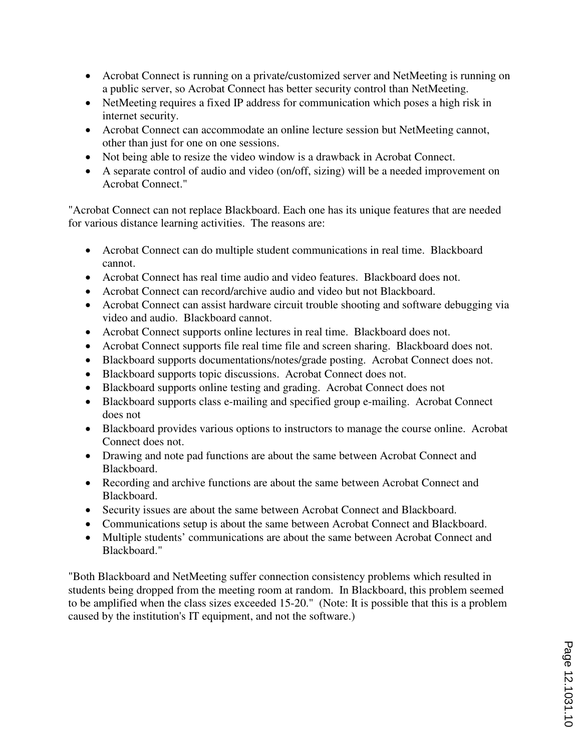- Acrobat Connect is running on a private/customized server and NetMeeting is running on a public server, so Acrobat Connect has better security control than NetMeeting.
- NetMeeting requires a fixed IP address for communication which poses a high risk in internet security.
- Acrobat Connect can accommodate an online lecture session but NetMeeting cannot, other than just for one on one sessions.
- Not being able to resize the video window is a drawback in Acrobat Connect.
- A separate control of audio and video (on/off, sizing) will be a needed improvement on Acrobat Connect."

"Acrobat Connect can not replace Blackboard. Each one has its unique features that are needed for various distance learning activities. The reasons are:

- Acrobat Connect can do multiple student communications in real time. Blackboard cannot.
- Acrobat Connect has real time audio and video features. Blackboard does not.
- Acrobat Connect can record/archive audio and video but not Blackboard.
- Acrobat Connect can assist hardware circuit trouble shooting and software debugging via video and audio. Blackboard cannot.
- Acrobat Connect supports online lectures in real time. Blackboard does not.
- Acrobat Connect supports file real time file and screen sharing. Blackboard does not.
- Blackboard supports documentations/notes/grade posting. Acrobat Connect does not.
- Blackboard supports topic discussions. Acrobat Connect does not.
- Blackboard supports online testing and grading. Acrobat Connect does not
- Blackboard supports class e-mailing and specified group e-mailing. Acrobat Connect does not
- Blackboard provides various options to instructors to manage the course online. Acrobat Connect does not.
- Drawing and note pad functions are about the same between Acrobat Connect and Blackboard.
- Recording and archive functions are about the same between Acrobat Connect and Blackboard.
- Security issues are about the same between Acrobat Connect and Blackboard.
- Communications setup is about the same between Acrobat Connect and Blackboard.
- Multiple students' communications are about the same between Acrobat Connect and Blackboard."

"Both Blackboard and NetMeeting suffer connection consistency problems which resulted in students being dropped from the meeting room at random. In Blackboard, this problem seemed to be amplified when the class sizes exceeded 15-20." (Note: It is possible that this is a problem caused by the institution's IT equipment, and not the software.)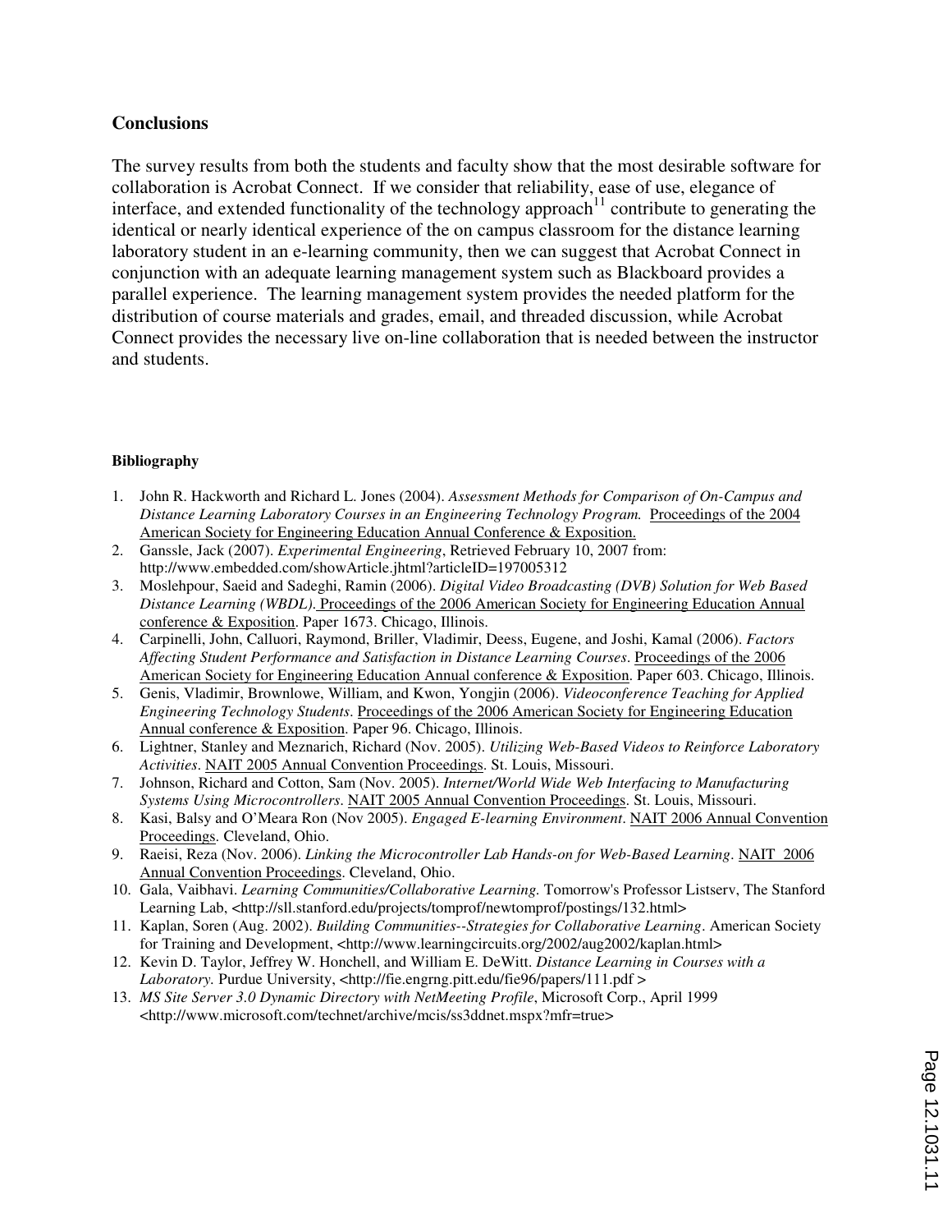## Conclusions

The survey results from both the students and faculty show that the most desirable software for collaboration is Acrobat Connect. If we consider that reliability, ease of use, elegance of interface, and extended functionality of the technology approach[11] contribute to generating the identical or nearly identical experience of the on campus classroom for the distance learning laboratory student in an e-learning community, then we can suggest that Acrobat Connect in conjunction with an adequate learning management system such as Blackboard provides a parallel experience. The learning management system provides the needed platform for the distribution of course materials and grades, email, and threaded discussion, while Acrobat Connect provides the necessary live on-line collaboration that is needed between the instructor and students.

### Bibliography

1. John R. Hackworth and Richard L. Jones (2004). *Assessment Methods for Comparison of On-Campus and Distance Learning Laboratory Courses in an Engineering Technology Program.* Proceedings of the 2004 American Society for Engineering Education Annual Conference & Exposition.
2. Ganssle, Jack (2007). *Experimental Engineering*, Retrieved February 10, 2007 from: http://www.embedded.com/showArticle.jhtml?articleID=197005312
3. Moslehpour, Saeid and Sadeghi, Ramin (2006). *Digital Video Broadcasting (DVB) Solution for Web Based Distance Learning (WBDL).* Proceedings of the 2006 American Society for Engineering Education Annual conference & Exposition. Paper 1673. Chicago, Illinois.
4. Carpinelli, John, Calluori, Raymond, Briller, Vladimir, Deess, Eugene, and Joshi, Kamal (2006). *Factors Affecting Student Performance and Satisfaction in Distance Learning Courses*. Proceedings of the 2006 American Society for Engineering Education Annual conference & Exposition. Paper 603. Chicago, Illinois.
5. Genis, Vladimir, Brownlowe, William, and Kwon, Yongjin (2006). *Videoconference Teaching for Applied Engineering Technology Students*. Proceedings of the 2006 American Society for Engineering Education Annual conference & Exposition. Paper 96. Chicago, Illinois.
6. Lightner, Stanley and Meznarich, Richard (Nov. 2005). *Utilizing Web-Based Videos to Reinforce Laboratory Activities*. NAIT 2005 Annual Convention Proceedings. St. Louis, Missouri.
7. Johnson, Richard and Cotton, Sam (Nov. 2005). *Internet/World Wide Web Interfacing to Manufacturing Systems Using Microcontrollers*. NAIT 2005 Annual Convention Proceedings. St. Louis, Missouri.
8. Kasi, Balsy and O'Meara Ron (Nov 2005). *Engaged E-learning Environment*. NAIT 2006 Annual Convention Proceedings. Cleveland, Ohio.
9. Raeisi, Reza (Nov. 2006). *Linking the Microcontroller Lab Hands-on for Web-Based Learning*. NAIT 2006 Annual Convention Proceedings. Cleveland, Ohio.
10. Gala, Vaibhavi. *Learning Communities/Collaborative Learning.* Tomorrow's Professor Listserv, The Stanford Learning Lab, <http://sll.stanford.edu/projects/tomprof/newtomprof/postings/132.html>
11. Kaplan, Soren (Aug. 2002). *Building Communities--Strategies for Collaborative Learning*. American Society for Training and Development, <http://www.learningcircuits.org/2002/aug2002/kaplan.html>
12. Kevin D. Taylor, Jeffrey W. Honchell, and William E. DeWitt. *Distance Learning in Courses with a Laboratory.* Purdue University, <http://fie.engrng.pitt.edu/fie96/papers/111.pdf >
13. *MS Site Server 3.0 Dynamic Directory with NetMeeting Profile*, Microsoft Corp., April 1999 <http://www.microsoft.com/technet/archive/mcis/ss3ddnet.mspx?mfr=true>